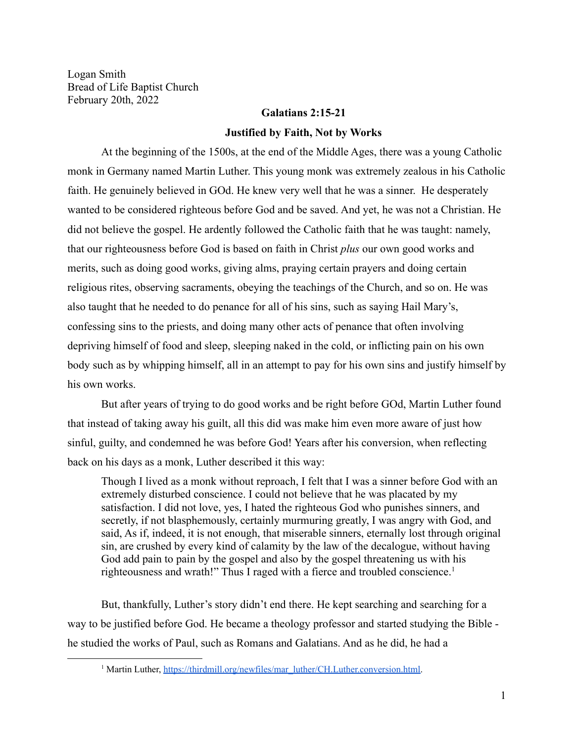Logan Smith
Bread of Life Baptist Church
February 20th, 2022

**Galatians 2:15-21**

**Justified by Faith, Not by Works**

At the beginning of the 1500s, at the end of the Middle Ages, there was a young Catholic monk in Germany named Martin Luther. This young monk was extremely zealous in his Catholic faith. He genuinely believed in GOd. He knew very well that he was a sinner. He desperately wanted to be considered righteous before God and be saved. And yet, he was not a Christian. He did not believe the gospel. He ardently followed the Catholic faith that he was taught: namely, that our righteousness before God is based on faith in Christ *plus* our own good works and merits, such as doing good works, giving alms, praying certain prayers and doing certain religious rites, observing sacraments, obeying the teachings of the Church, and so on. He was also taught that he needed to do penance for all of his sins, such as saying Hail Mary's, confessing sins to the priests, and doing many other acts of penance that often involving depriving himself of food and sleep, sleeping naked in the cold, or inflicting pain on his own body such as by whipping himself, all in an attempt to pay for his own sins and justify himself by his own works.

But after years of trying to do good works and be right before GOd, Martin Luther found that instead of taking away his guilt, all this did was make him even more aware of just how sinful, guilty, and condemned he was before God! Years after his conversion, when reflecting back on his days as a monk, Luther described it this way:

> Though I lived as a monk without reproach, I felt that I was a sinner before God with an extremely disturbed conscience. I could not believe that he was placated by my satisfaction. I did not love, yes, I hated the righteous God who punishes sinners, and secretly, if not blasphemously, certainly murmuring greatly, I was angry with God, and said, As if, indeed, it is not enough, that miserable sinners, eternally lost through original sin, are crushed by every kind of calamity by the law of the decalogue, without having God add pain to pain by the gospel and also by the gospel threatening us with his righteousness and wrath!" Thus I raged with a fierce and troubled conscience.[1]

But, thankfully, Luther's story didn't end there. He kept searching and searching for a way to be justified before God. He became a theology professor and started studying the Bible - he studied the works of Paul, such as Romans and Galatians. And as he did, he had a

---

[1] Martin Luther, https://thirdmill.org/newfiles/mar_luther/CH.Luther.conversion.html.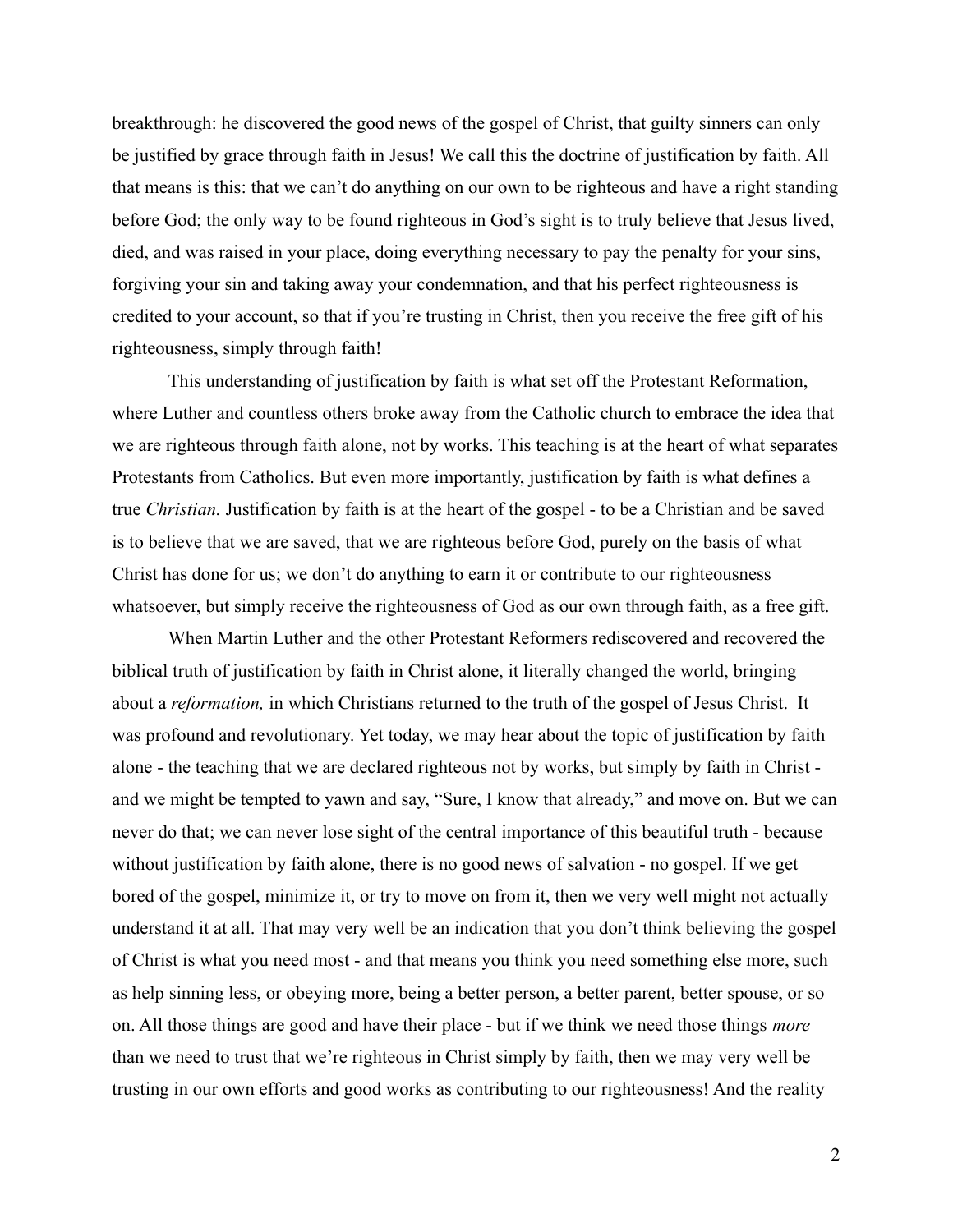breakthrough: he discovered the good news of the gospel of Christ, that guilty sinners can only be justified by grace through faith in Jesus! We call this the doctrine of justification by faith. All that means is this: that we can't do anything on our own to be righteous and have a right standing before God; the only way to be found righteous in God's sight is to truly believe that Jesus lived, died, and was raised in your place, doing everything necessary to pay the penalty for your sins, forgiving your sin and taking away your condemnation, and that his perfect righteousness is credited to your account, so that if you're trusting in Christ, then you receive the free gift of his righteousness, simply through faith!

This understanding of justification by faith is what set off the Protestant Reformation, where Luther and countless others broke away from the Catholic church to embrace the idea that we are righteous through faith alone, not by works. This teaching is at the heart of what separates Protestants from Catholics. But even more importantly, justification by faith is what defines a true *Christian.* Justification by faith is at the heart of the gospel - to be a Christian and be saved is to believe that we are saved, that we are righteous before God, purely on the basis of what Christ has done for us; we don't do anything to earn it or contribute to our righteousness whatsoever, but simply receive the righteousness of God as our own through faith, as a free gift.

When Martin Luther and the other Protestant Reformers rediscovered and recovered the biblical truth of justification by faith in Christ alone, it literally changed the world, bringing about a *reformation,* in which Christians returned to the truth of the gospel of Jesus Christ. It was profound and revolutionary. Yet today, we may hear about the topic of justification by faith alone - the teaching that we are declared righteous not by works, but simply by faith in Christ - and we might be tempted to yawn and say, "Sure, I know that already," and move on. But we can never do that; we can never lose sight of the central importance of this beautiful truth - because without justification by faith alone, there is no good news of salvation - no gospel. If we get bored of the gospel, minimize it, or try to move on from it, then we very well might not actually understand it at all. That may very well be an indication that you don't think believing the gospel of Christ is what you need most - and that means you think you need something else more, such as help sinning less, or obeying more, being a better person, a better parent, better spouse, or so on. All those things are good and have their place - but if we think we need those things *more* than we need to trust that we're righteous in Christ simply by faith, then we may very well be trusting in our own efforts and good works as contributing to our righteousness! And the reality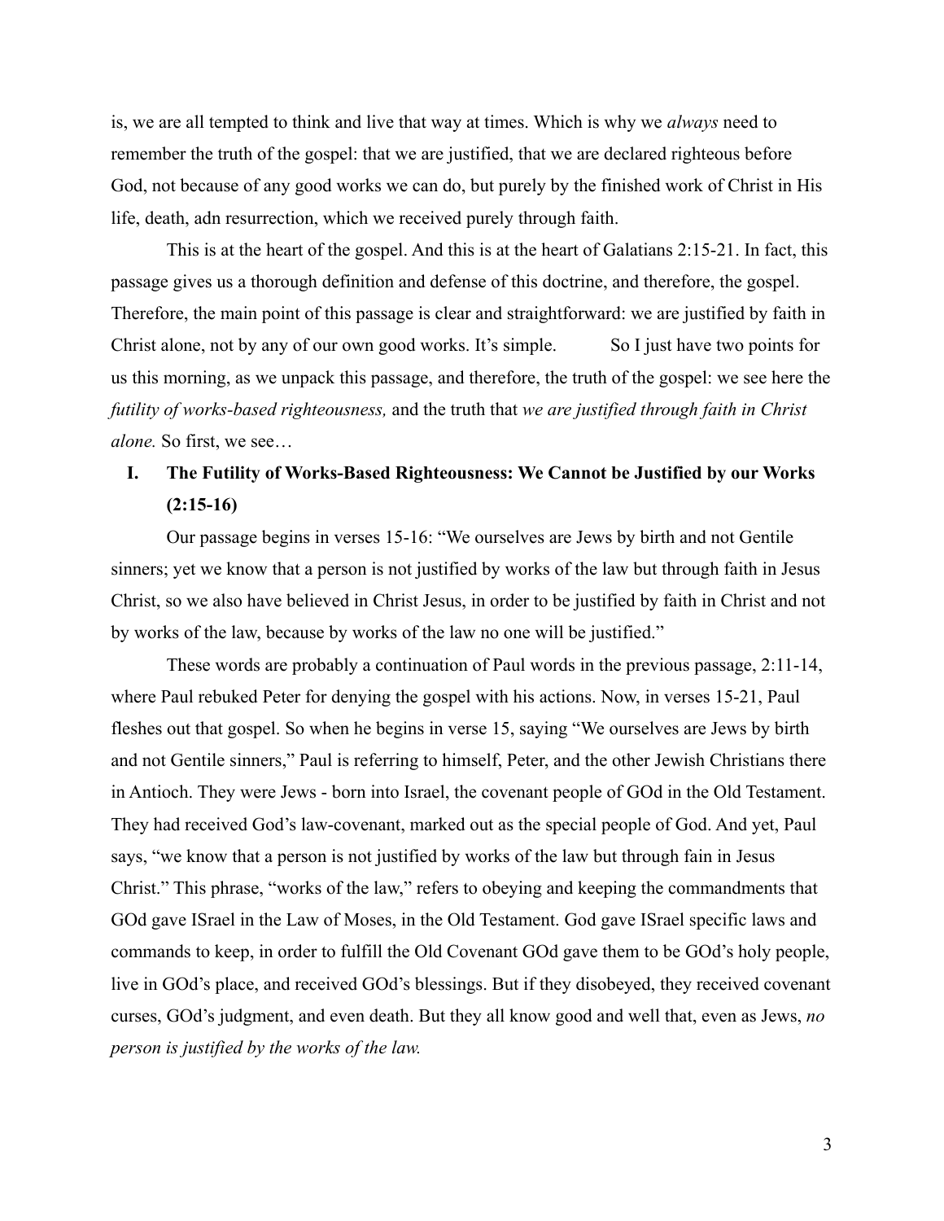is, we are all tempted to think and live that way at times. Which is why we *always* need to remember the truth of the gospel: that we are justified, that we are declared righteous before God, not because of any good works we can do, but purely by the finished work of Christ in His life, death, adn resurrection, which we received purely through faith.

This is at the heart of the gospel. And this is at the heart of Galatians 2:15-21. In fact, this passage gives us a thorough definition and defense of this doctrine, and therefore, the gospel. Therefore, the main point of this passage is clear and straightforward: we are justified by faith in Christ alone, not by any of our own good works. It's simple. So I just have two points for us this morning, as we unpack this passage, and therefore, the truth of the gospel: we see here the *futility of works-based righteousness,* and the truth that *we are justified through faith in Christ alone.* So first, we see…

## I. The Futility of Works-Based Righteousness: We Cannot be Justified by our Works (2:15-16)

Our passage begins in verses 15-16: "We ourselves are Jews by birth and not Gentile sinners; yet we know that a person is not justified by works of the law but through faith in Jesus Christ, so we also have believed in Christ Jesus, in order to be justified by faith in Christ and not by works of the law, because by works of the law no one will be justified."

These words are probably a continuation of Paul words in the previous passage, 2:11-14, where Paul rebuked Peter for denying the gospel with his actions. Now, in verses 15-21, Paul fleshes out that gospel. So when he begins in verse 15, saying "We ourselves are Jews by birth and not Gentile sinners," Paul is referring to himself, Peter, and the other Jewish Christians there in Antioch. They were Jews - born into Israel, the covenant people of GOd in the Old Testament. They had received God's law-covenant, marked out as the special people of God. And yet, Paul says, "we know that a person is not justified by works of the law but through fain in Jesus Christ." This phrase, "works of the law," refers to obeying and keeping the commandments that GOd gave ISrael in the Law of Moses, in the Old Testament. God gave ISrael specific laws and commands to keep, in order to fulfill the Old Covenant GOd gave them to be GOd's holy people, live in GOd's place, and received GOd's blessings. But if they disobeyed, they received covenant curses, GOd's judgment, and even death. But they all know good and well that, even as Jews, *no person is justified by the works of the law.*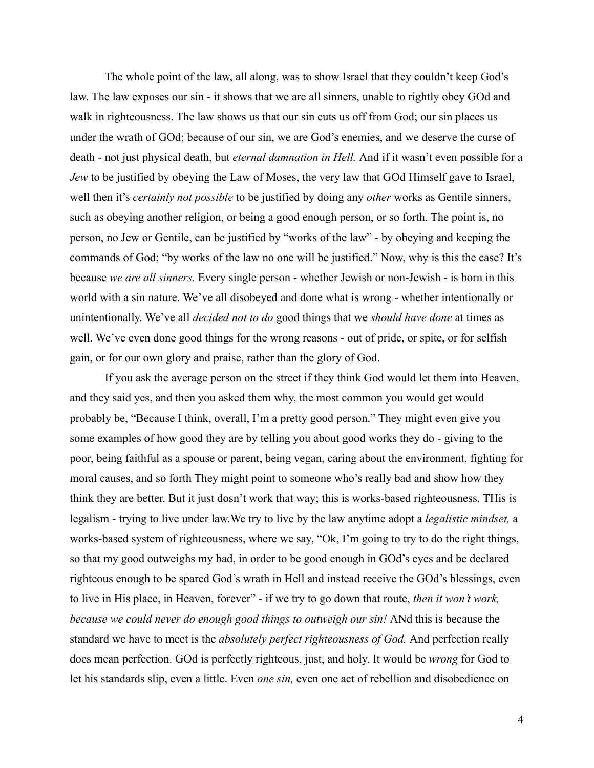The whole point of the law, all along, was to show Israel that they couldn't keep God's law. The law exposes our sin - it shows that we are all sinners, unable to rightly obey GOd and walk in righteousness. The law shows us that our sin cuts us off from God; our sin places us under the wrath of GOd; because of our sin, we are God's enemies, and we deserve the curse of death - not just physical death, but *eternal damnation in Hell.* And if it wasn't even possible for a *Jew* to be justified by obeying the Law of Moses, the very law that GOd Himself gave to Israel, well then it's *certainly not possible* to be justified by doing any *other* works as Gentile sinners, such as obeying another religion, or being a good enough person, or so forth. The point is, no person, no Jew or Gentile, can be justified by "works of the law" - by obeying and keeping the commands of God; "by works of the law no one will be justified." Now, why is this the case? It's because *we are all sinners.* Every single person - whether Jewish or non-Jewish - is born in this world with a sin nature. We've all disobeyed and done what is wrong - whether intentionally or unintentionally. We've all *decided not to do* good things that we *should have done* at times as well. We've even done good things for the wrong reasons - out of pride, or spite, or for selfish gain, or for our own glory and praise, rather than the glory of God.

If you ask the average person on the street if they think God would let them into Heaven, and they said yes, and then you asked them why, the most common you would get would probably be, "Because I think, overall, I'm a pretty good person." They might even give you some examples of how good they are by telling you about good works they do - giving to the poor, being faithful as a spouse or parent, being vegan, caring about the environment, fighting for moral causes, and so forth They might point to someone who's really bad and show how they think they are better. But it just dosn't work that way; this is works-based righteousness. THis is legalism - trying to live under law.We try to live by the law anytime adopt a *legalistic mindset,* a works-based system of righteousness, where we say, "Ok, I'm going to try to do the right things, so that my good outweighs my bad, in order to be good enough in GOd's eyes and be declared righteous enough to be spared God's wrath in Hell and instead receive the GOd's blessings, even to live in His place, in Heaven, forever" - if we try to go down that route, *then it won't work, because we could never do enough good things to outweigh our sin!* ANd this is because the standard we have to meet is the *absolutely perfect righteousness of God.* And perfection really does mean perfection. GOd is perfectly righteous, just, and holy. It would be *wrong* for God to let his standards slip, even a little. Even *one sin,* even one act of rebellion and disobedience on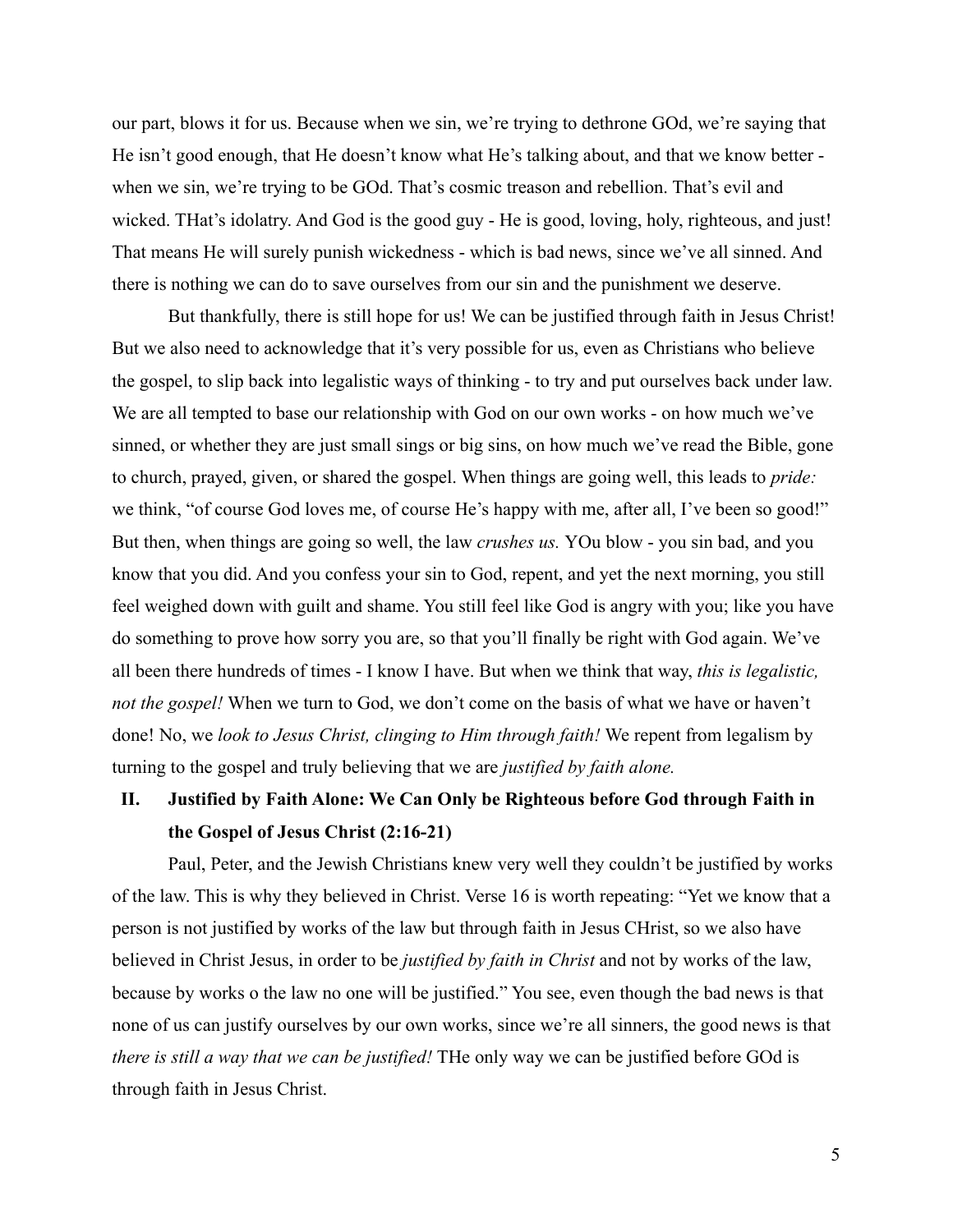our part, blows it for us. Because when we sin, we're trying to dethrone GOd, we're saying that He isn't good enough, that He doesn't know what He's talking about, and that we know better - when we sin, we're trying to be GOd. That's cosmic treason and rebellion. That's evil and wicked. THat's idolatry. And God is the good guy - He is good, loving, holy, righteous, and just! That means He will surely punish wickedness - which is bad news, since we've all sinned. And there is nothing we can do to save ourselves from our sin and the punishment we deserve.

But thankfully, there is still hope for us! We can be justified through faith in Jesus Christ! But we also need to acknowledge that it's very possible for us, even as Christians who believe the gospel, to slip back into legalistic ways of thinking - to try and put ourselves back under law. We are all tempted to base our relationship with God on our own works - on how much we've sinned, or whether they are just small sings or big sins, on how much we've read the Bible, gone to church, prayed, given, or shared the gospel. When things are going well, this leads to *pride:* we think, "of course God loves me, of course He's happy with me, after all, I've been so good!" But then, when things are going so well, the law *crushes us.* YOu blow - you sin bad, and you know that you did. And you confess your sin to God, repent, and yet the next morning, you still feel weighed down with guilt and shame. You still feel like God is angry with you; like you have do something to prove how sorry you are, so that you'll finally be right with God again. We've all been there hundreds of times - I know I have. But when we think that way, *this is legalistic, not the gospel!* When we turn to God, we don't come on the basis of what we have or haven't done! No, we *look to Jesus Christ, clinging to Him through faith!* We repent from legalism by turning to the gospel and truly believing that we are *justified by faith alone.*

## II. Justified by Faith Alone: We Can Only be Righteous before God through Faith in the Gospel of Jesus Christ (2:16-21)

Paul, Peter, and the Jewish Christians knew very well they couldn't be justified by works of the law. This is why they believed in Christ. Verse 16 is worth repeating: "Yet we know that a person is not justified by works of the law but through faith in Jesus CHrist, so we also have believed in Christ Jesus, in order to be *justified by faith in Christ* and not by works of the law, because by works o the law no one will be justified." You see, even though the bad news is that none of us can justify ourselves by our own works, since we're all sinners, the good news is that *there is still a way that we can be justified!* THe only way we can be justified before GOd is through faith in Jesus Christ.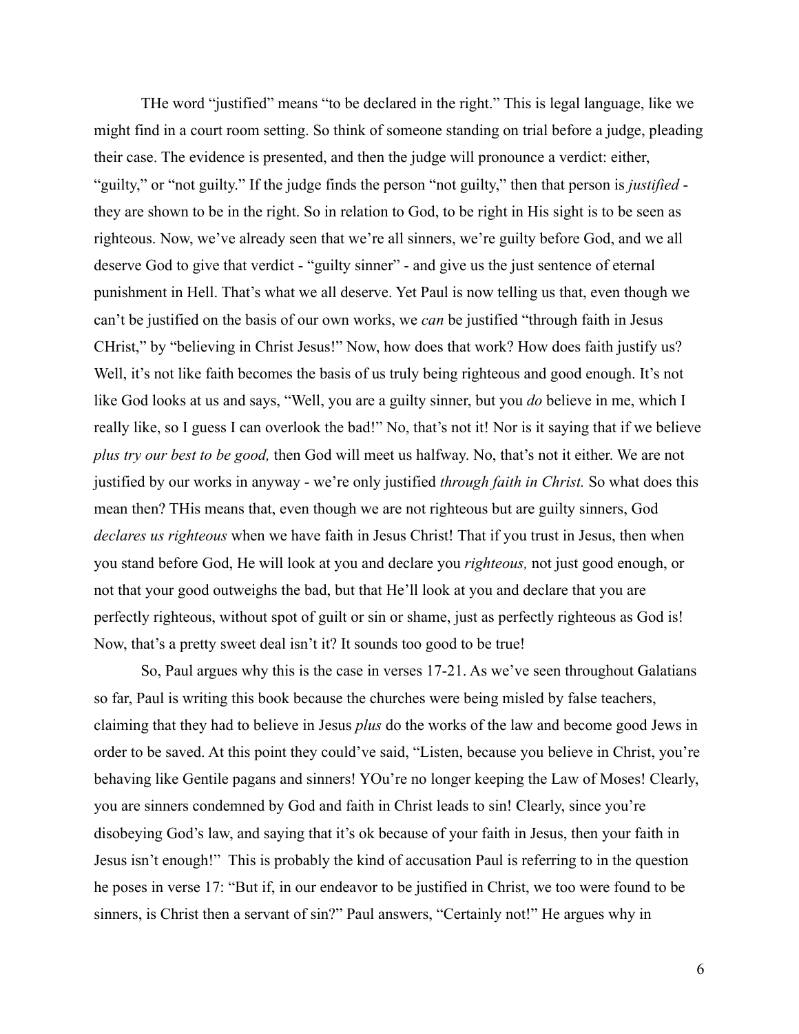THe word "justified" means "to be declared in the right." This is legal language, like we might find in a court room setting. So think of someone standing on trial before a judge, pleading their case. The evidence is presented, and then the judge will pronounce a verdict: either, "guilty," or "not guilty." If the judge finds the person "not guilty," then that person is *justified* - they are shown to be in the right. So in relation to God, to be right in His sight is to be seen as righteous. Now, we've already seen that we're all sinners, we're guilty before God, and we all deserve God to give that verdict - "guilty sinner" - and give us the just sentence of eternal punishment in Hell. That's what we all deserve. Yet Paul is now telling us that, even though we can't be justified on the basis of our own works, we *can* be justified "through faith in Jesus CHrist," by "believing in Christ Jesus!" Now, how does that work? How does faith justify us? Well, it's not like faith becomes the basis of us truly being righteous and good enough. It's not like God looks at us and says, "Well, you are a guilty sinner, but you *do* believe in me, which I really like, so I guess I can overlook the bad!" No, that's not it! Nor is it saying that if we believe *plus try our best to be good,* then God will meet us halfway. No, that's not it either. We are not justified by our works in anyway - we're only justified *through faith in Christ.* So what does this mean then? THis means that, even though we are not righteous but are guilty sinners, God *declares us righteous* when we have faith in Jesus Christ! That if you trust in Jesus, then when you stand before God, He will look at you and declare you *righteous,* not just good enough, or not that your good outweighs the bad, but that He'll look at you and declare that you are perfectly righteous, without spot of guilt or sin or shame, just as perfectly righteous as God is! Now, that's a pretty sweet deal isn't it? It sounds too good to be true!

So, Paul argues why this is the case in verses 17-21. As we've seen throughout Galatians so far, Paul is writing this book because the churches were being misled by false teachers, claiming that they had to believe in Jesus *plus* do the works of the law and become good Jews in order to be saved. At this point they could've said, "Listen, because you believe in Christ, you're behaving like Gentile pagans and sinners! YOu're no longer keeping the Law of Moses! Clearly, you are sinners condemned by God and faith in Christ leads to sin! Clearly, since you're disobeying God's law, and saying that it's ok because of your faith in Jesus, then your faith in Jesus isn't enough!" This is probably the kind of accusation Paul is referring to in the question he poses in verse 17: "But if, in our endeavor to be justified in Christ, we too were found to be sinners, is Christ then a servant of sin?" Paul answers, "Certainly not!" He argues why in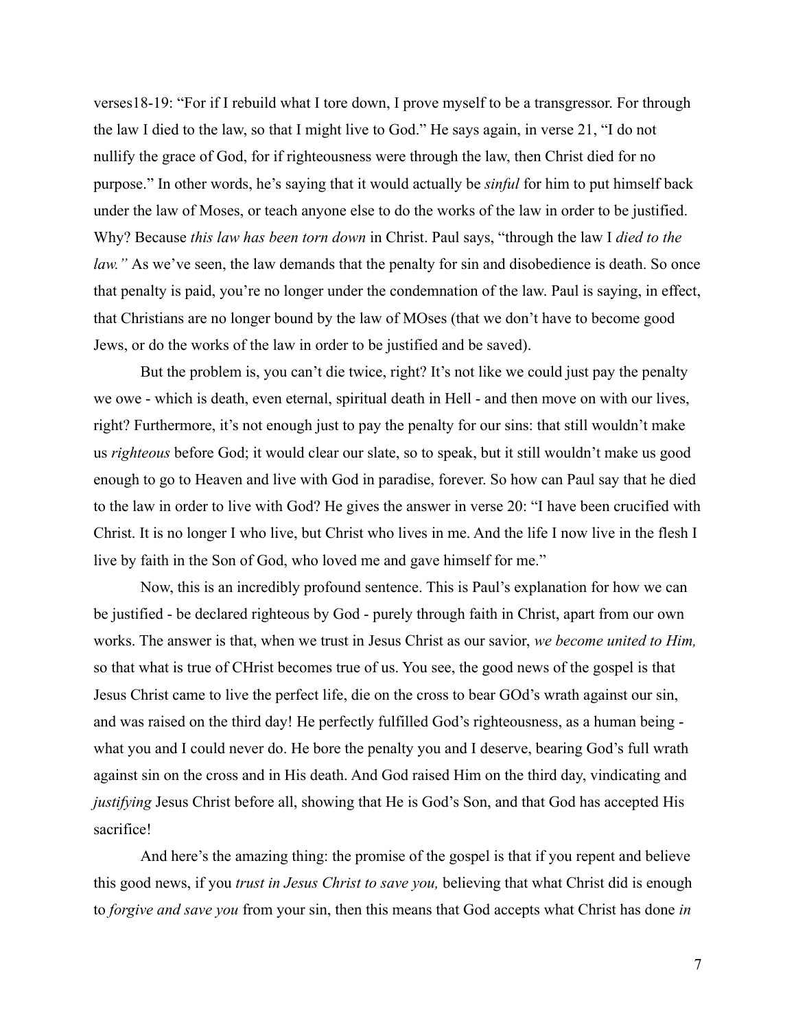verses18-19: "For if I rebuild what I tore down, I prove myself to be a transgressor. For through the law I died to the law, so that I might live to God." He says again, in verse 21, "I do not nullify the grace of God, for if righteousness were through the law, then Christ died for no purpose." In other words, he's saying that it would actually be *sinful* for him to put himself back under the law of Moses, or teach anyone else to do the works of the law in order to be justified. Why? Because *this law has been torn down* in Christ. Paul says, "through the law I *died to the law."* As we've seen, the law demands that the penalty for sin and disobedience is death. So once that penalty is paid, you're no longer under the condemnation of the law. Paul is saying, in effect, that Christians are no longer bound by the law of MOses (that we don't have to become good Jews, or do the works of the law in order to be justified and be saved).

But the problem is, you can't die twice, right? It's not like we could just pay the penalty we owe - which is death, even eternal, spiritual death in Hell - and then move on with our lives, right? Furthermore, it's not enough just to pay the penalty for our sins: that still wouldn't make us *righteous* before God; it would clear our slate, so to speak, but it still wouldn't make us good enough to go to Heaven and live with God in paradise, forever. So how can Paul say that he died to the law in order to live with God? He gives the answer in verse 20: "I have been crucified with Christ. It is no longer I who live, but Christ who lives in me. And the life I now live in the flesh I live by faith in the Son of God, who loved me and gave himself for me."

Now, this is an incredibly profound sentence. This is Paul's explanation for how we can be justified - be declared righteous by God - purely through faith in Christ, apart from our own works. The answer is that, when we trust in Jesus Christ as our savior, *we become united to Him,* so that what is true of CHrist becomes true of us. You see, the good news of the gospel is that Jesus Christ came to live the perfect life, die on the cross to bear GOd's wrath against our sin, and was raised on the third day! He perfectly fulfilled God's righteousness, as a human being - what you and I could never do. He bore the penalty you and I deserve, bearing God's full wrath against sin on the cross and in His death. And God raised Him on the third day, vindicating and *justifying* Jesus Christ before all, showing that He is God's Son, and that God has accepted His sacrifice!

And here's the amazing thing: the promise of the gospel is that if you repent and believe this good news, if you *trust in Jesus Christ to save you,* believing that what Christ did is enough to *forgive and save you* from your sin, then this means that God accepts what Christ has done *in*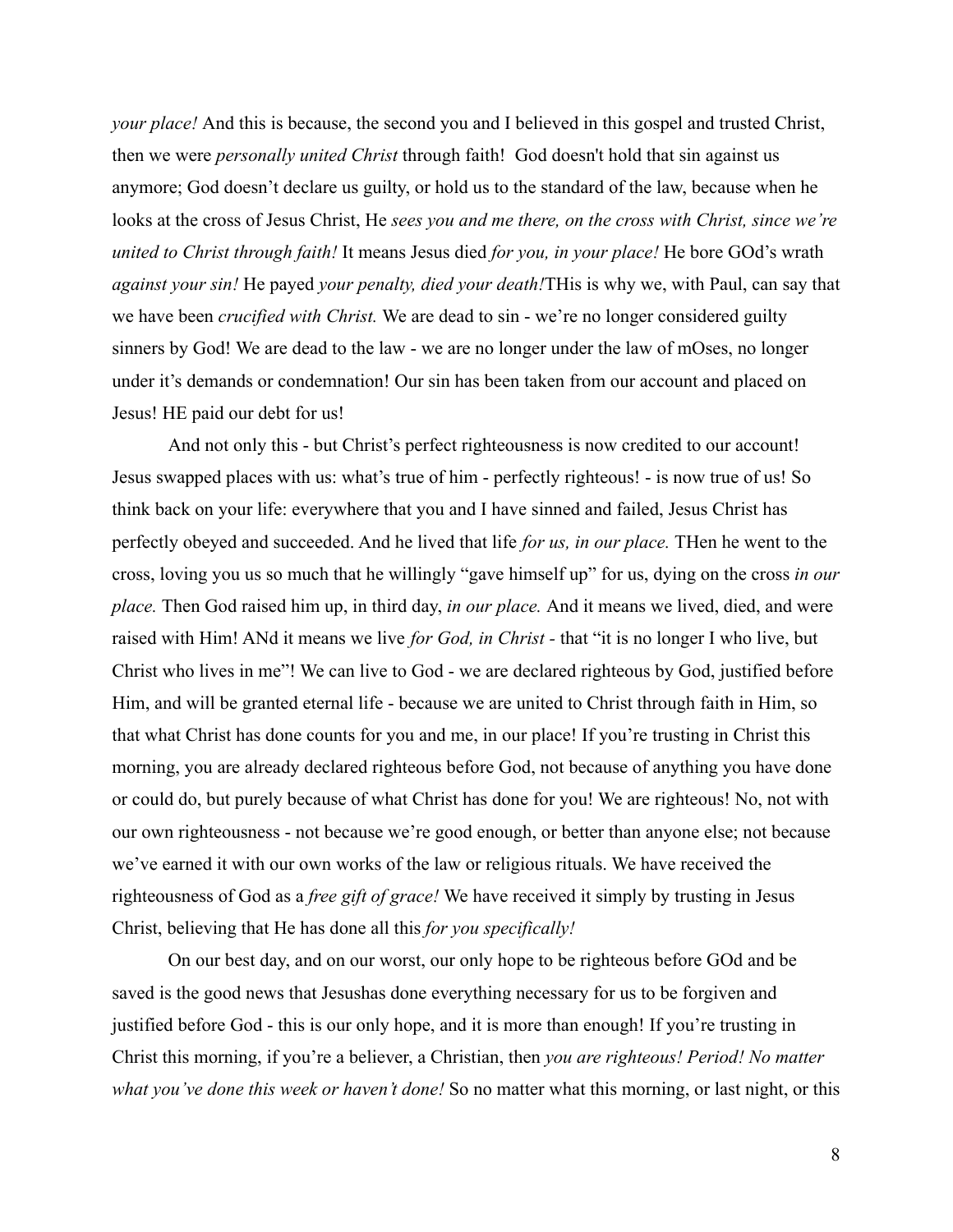*your place!* And this is because, the second you and I believed in this gospel and trusted Christ, then we were *personally united Christ* through faith! God doesn't hold that sin against us anymore; God doesn't declare us guilty, or hold us to the standard of the law, because when he looks at the cross of Jesus Christ, He *sees you and me there, on the cross with Christ, since we're united to Christ through faith!* It means Jesus died *for you, in your place!* He bore GOd's wrath *against your sin!* He payed *your penalty, died your death!*THis is why we, with Paul, can say that we have been *crucified with Christ.* We are dead to sin - we're no longer considered guilty sinners by God! We are dead to the law - we are no longer under the law of mOses, no longer under it's demands or condemnation! Our sin has been taken from our account and placed on Jesus! HE paid our debt for us!

And not only this - but Christ's perfect righteousness is now credited to our account! Jesus swapped places with us: what's true of him - perfectly righteous! - is now true of us! So think back on your life: everywhere that you and I have sinned and failed, Jesus Christ has perfectly obeyed and succeeded. And he lived that life *for us, in our place.* THen he went to the cross, loving you us so much that he willingly "gave himself up" for us, dying on the cross *in our place.* Then God raised him up, in third day, *in our place.* And it means we lived, died, and were raised with Him! ANd it means we live *for God, in Christ* - that "it is no longer I who live, but Christ who lives in me"! We can live to God - we are declared righteous by God, justified before Him, and will be granted eternal life - because we are united to Christ through faith in Him, so that what Christ has done counts for you and me, in our place! If you're trusting in Christ this morning, you are already declared righteous before God, not because of anything you have done or could do, but purely because of what Christ has done for you! We are righteous! No, not with our own righteousness - not because we're good enough, or better than anyone else; not because we've earned it with our own works of the law or religious rituals. We have received the righteousness of God as a *free gift of grace!* We have received it simply by trusting in Jesus Christ, believing that He has done all this *for you specifically!*

On our best day, and on our worst, our only hope to be righteous before GOd and be saved is the good news that Jesushas done everything necessary for us to be forgiven and justified before God - this is our only hope, and it is more than enough! If you're trusting in Christ this morning, if you're a believer, a Christian, then *you are righteous! Period! No matter what you've done this week or haven't done!* So no matter what this morning, or last night, or this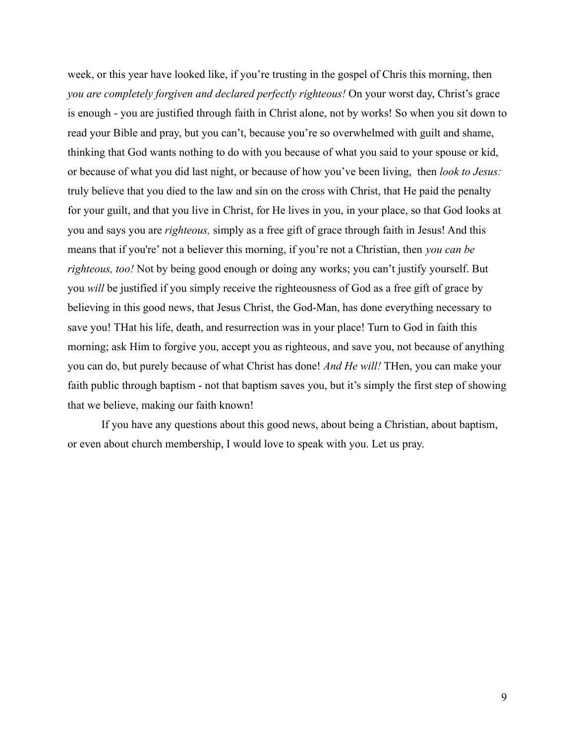week, or this year have looked like, if you're trusting in the gospel of Chris this morning, then *you are completely forgiven and declared perfectly righteous!* On your worst day, Christ's grace is enough - you are justified through faith in Christ alone, not by works! So when you sit down to read your Bible and pray, but you can't, because you're so overwhelmed with guilt and shame, thinking that God wants nothing to do with you because of what you said to your spouse or kid, or because of what you did last night, or because of how you've been living, then *look to Jesus:* truly believe that you died to the law and sin on the cross with Christ, that He paid the penalty for your guilt, and that you live in Christ, for He lives in you, in your place, so that God looks at you and says you are *righteous,* simply as a free gift of grace through faith in Jesus! And this means that if you're' not a believer this morning, if you're not a Christian, then *you can be righteous, too!* Not by being good enough or doing any works; you can't justify yourself. But you *will* be justified if you simply receive the righteousness of God as a free gift of grace by believing in this good news, that Jesus Christ, the God-Man, has done everything necessary to save you! THat his life, death, and resurrection was in your place! Turn to God in faith this morning; ask Him to forgive you, accept you as righteous, and save you, not because of anything you can do, but purely because of what Christ has done! *And He will!* THen, you can make your faith public through baptism - not that baptism saves you, but it's simply the first step of showing that we believe, making our faith known!

If you have any questions about this good news, about being a Christian, about baptism, or even about church membership, I would love to speak with you. Let us pray.